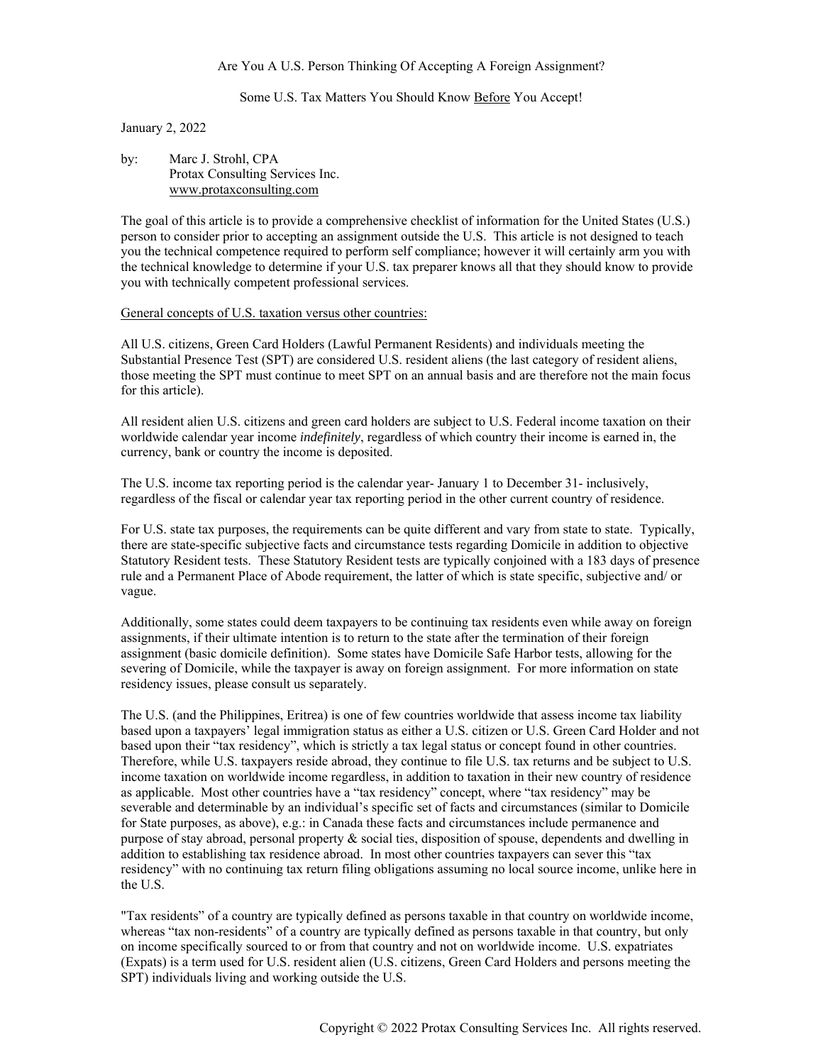Are You A U.S. Person Thinking Of Accepting A Foreign Assignment?

Some U.S. Tax Matters You Should Know Before You Accept!

January 2, 2022

by: Marc J. Strohl, CPA
Protax Consulting Services Inc.
www.protaxconsulting.com

The goal of this article is to provide a comprehensive checklist of information for the United States (U.S.) person to consider prior to accepting an assignment outside the U.S. This article is not designed to teach you the technical competence required to perform self compliance; however it will certainly arm you with the technical knowledge to determine if your U.S. tax preparer knows all that they should know to provide you with technically competent professional services.

General concepts of U.S. taxation versus other countries:

All U.S. citizens, Green Card Holders (Lawful Permanent Residents) and individuals meeting the Substantial Presence Test (SPT) are considered U.S. resident aliens (the last category of resident aliens, those meeting the SPT must continue to meet SPT on an annual basis and are therefore not the main focus for this article).

All resident alien U.S. citizens and green card holders are subject to U.S. Federal income taxation on their worldwide calendar year income *indefinitely*, regardless of which country their income is earned in, the currency, bank or country the income is deposited.

The U.S. income tax reporting period is the calendar year- January 1 to December 31- inclusively, regardless of the fiscal or calendar year tax reporting period in the other current country of residence.

For U.S. state tax purposes, the requirements can be quite different and vary from state to state. Typically, there are state-specific subjective facts and circumstance tests regarding Domicile in addition to objective Statutory Resident tests. These Statutory Resident tests are typically conjoined with a 183 days of presence rule and a Permanent Place of Abode requirement, the latter of which is state specific, subjective and/ or vague.

Additionally, some states could deem taxpayers to be continuing tax residents even while away on foreign assignments, if their ultimate intention is to return to the state after the termination of their foreign assignment (basic domicile definition). Some states have Domicile Safe Harbor tests, allowing for the severing of Domicile, while the taxpayer is away on foreign assignment. For more information on state residency issues, please consult us separately.

The U.S. (and the Philippines, Eritrea) is one of few countries worldwide that assess income tax liability based upon a taxpayers' legal immigration status as either a U.S. citizen or U.S. Green Card Holder and not based upon their "tax residency", which is strictly a tax legal status or concept found in other countries. Therefore, while U.S. taxpayers reside abroad, they continue to file U.S. tax returns and be subject to U.S. income taxation on worldwide income regardless, in addition to taxation in their new country of residence as applicable. Most other countries have a "tax residency" concept, where "tax residency" may be severable and determinable by an individual's specific set of facts and circumstances (similar to Domicile for State purposes, as above), e.g.: in Canada these facts and circumstances include permanence and purpose of stay abroad, personal property & social ties, disposition of spouse, dependents and dwelling in addition to establishing tax residence abroad. In most other countries taxpayers can sever this "tax residency" with no continuing tax return filing obligations assuming no local source income, unlike here in the U.S.

"Tax residents" of a country are typically defined as persons taxable in that country on worldwide income, whereas "tax non-residents" of a country are typically defined as persons taxable in that country, but only on income specifically sourced to or from that country and not on worldwide income. U.S. expatriates (Expats) is a term used for U.S. resident alien (U.S. citizens, Green Card Holders and persons meeting the SPT) individuals living and working outside the U.S.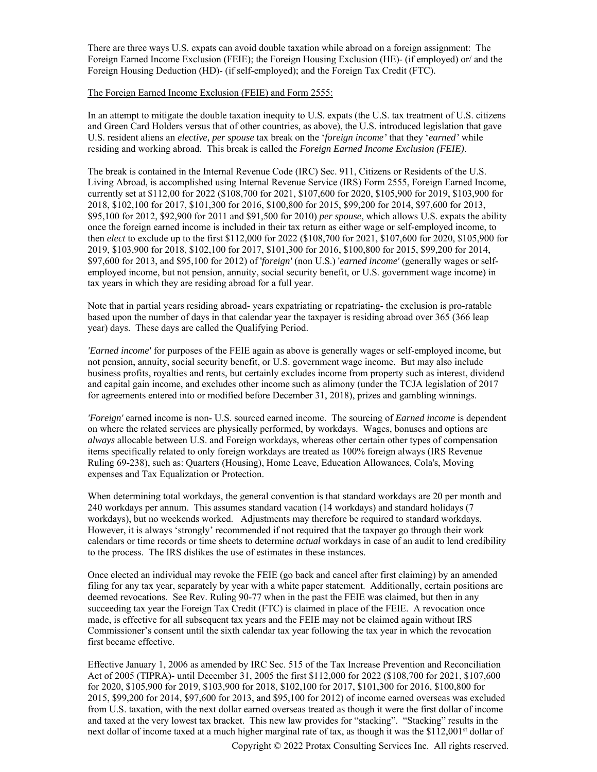There are three ways U.S. expats can avoid double taxation while abroad on a foreign assignment: The Foreign Earned Income Exclusion (FEIE); the Foreign Housing Exclusion (HE)- (if employed) or/ and the Foreign Housing Deduction (HD)- (if self-employed); and the Foreign Tax Credit (FTC).

The Foreign Earned Income Exclusion (FEIE) and Form 2555:

In an attempt to mitigate the double taxation inequity to U.S. expats (the U.S. tax treatment of U.S. citizens and Green Card Holders versus that of other countries, as above), the U.S. introduced legislation that gave U.S. resident aliens an *elective, per spouse* tax break on the '*foreign income'* that they '*earned'* while residing and working abroad. This break is called the *Foreign Earned Income Exclusion (FEIE)*.

The break is contained in the Internal Revenue Code (IRC) Sec. 911, Citizens or Residents of the U.S. Living Abroad, is accomplished using Internal Revenue Service (IRS) Form 2555, Foreign Earned Income, currently set at $112,00 for 2022 ($108,700 for 2021, $107,600 for 2020, $105,900 for 2019, $103,900 for 2018, $102,100 for 2017, $101,300 for 2016, $100,800 for 2015, $99,200 for 2014, $97,600 for 2013, $95,100 for 2012, $92,900 for 2011 and $91,500 for 2010) *per spouse*, which allows U.S. expats the ability once the foreign earned income is included in their tax return as either wage or self-employed income, to then *elect* to exclude up to the first $112,000 for 2022 ($108,700 for 2021, $107,600 for 2020, $105,900 for 2019, $103,900 for 2018, $102,100 for 2017, $101,300 for 2016, $100,800 for 2015, $99,200 for 2014, $97,600 for 2013, and $95,100 for 2012) of '*foreign'* (non U.S.) '*earned income'* (generally wages or self-employed income, but not pension, annuity, social security benefit, or U.S. government wage income) in tax years in which they are residing abroad for a full year.

Note that in partial years residing abroad- years expatriating or repatriating- the exclusion is pro-ratable based upon the number of days in that calendar year the taxpayer is residing abroad over 365 (366 leap year) days. These days are called the Qualifying Period.

*'Earned income'* for purposes of the FEIE again as above is generally wages or self-employed income, but not pension, annuity, social security benefit, or U.S. government wage income. But may also include business profits, royalties and rents, but certainly excludes income from property such as interest, dividend and capital gain income, and excludes other income such as alimony (under the TCJA legislation of 2017 for agreements entered into or modified before December 31, 2018), prizes and gambling winnings.

*'Foreign'* earned income is non- U.S. sourced earned income. The sourcing of *Earned income* is dependent on where the related services are physically performed, by workdays. Wages, bonuses and options are *always* allocable between U.S. and Foreign workdays, whereas other certain other types of compensation items specifically related to only foreign workdays are treated as 100% foreign always (IRS Revenue Ruling 69-238), such as: Quarters (Housing), Home Leave, Education Allowances, Cola's, Moving expenses and Tax Equalization or Protection.

When determining total workdays, the general convention is that standard workdays are 20 per month and 240 workdays per annum. This assumes standard vacation (14 workdays) and standard holidays (7 workdays), but no weekends worked. Adjustments may therefore be required to standard workdays. However, it is always 'strongly' recommended if not required that the taxpayer go through their work calendars or time records or time sheets to determine *actual* workdays in case of an audit to lend credibility to the process. The IRS dislikes the use of estimates in these instances.

Once elected an individual may revoke the FEIE (go back and cancel after first claiming) by an amended filing for any tax year, separately by year with a white paper statement. Additionally, certain positions are deemed revocations. See Rev. Ruling 90-77 when in the past the FEIE was claimed, but then in any succeeding tax year the Foreign Tax Credit (FTC) is claimed in place of the FEIE. A revocation once made, is effective for all subsequent tax years and the FEIE may not be claimed again without IRS Commissioner's consent until the sixth calendar tax year following the tax year in which the revocation first became effective.

Effective January 1, 2006 as amended by IRC Sec. 515 of the Tax Increase Prevention and Reconciliation Act of 2005 (TIPRA)- until December 31, 2005 the first $112,000 for 2022 ($108,700 for 2021, $107,600 for 2020, $105,900 for 2019, $103,900 for 2018, $102,100 for 2017, $101,300 for 2016, $100,800 for 2015, $99,200 for 2014, $97,600 for 2013, and $95,100 for 2012) of income earned overseas was excluded from U.S. taxation, with the next dollar earned overseas treated as though it were the first dollar of income and taxed at the very lowest tax bracket. This new law provides for "stacking". "Stacking" results in the next dollar of income taxed at a much higher marginal rate of tax, as though it was the $112,001st dollar of

Copyright © 2022 Protax Consulting Services Inc. All rights reserved.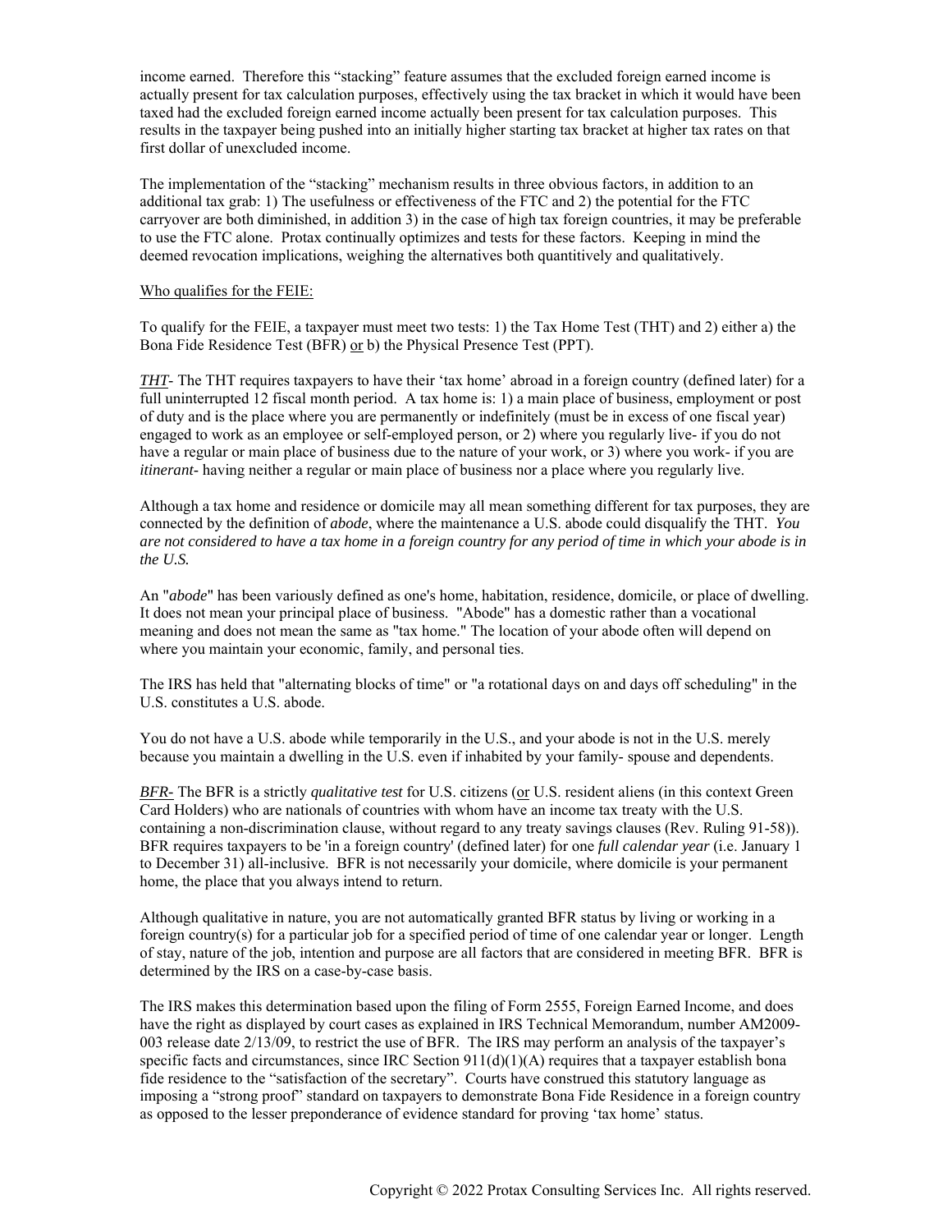income earned. Therefore this "stacking" feature assumes that the excluded foreign earned income is actually present for tax calculation purposes, effectively using the tax bracket in which it would have been taxed had the excluded foreign earned income actually been present for tax calculation purposes. This results in the taxpayer being pushed into an initially higher starting tax bracket at higher tax rates on that first dollar of unexcluded income.

The implementation of the "stacking" mechanism results in three obvious factors, in addition to an additional tax grab: 1) The usefulness or effectiveness of the FTC and 2) the potential for the FTC carryover are both diminished, in addition 3) in the case of high tax foreign countries, it may be preferable to use the FTC alone. Protax continually optimizes and tests for these factors. Keeping in mind the deemed revocation implications, weighing the alternatives both quantitively and qualitatively.

Who qualifies for the FEIE:

To qualify for the FEIE, a taxpayer must meet two tests: 1) the Tax Home Test (THT) and 2) either a) the Bona Fide Residence Test (BFR) or b) the Physical Presence Test (PPT).

***THT***- The THT requires taxpayers to have their 'tax home' abroad in a foreign country (defined later) for a full uninterrupted 12 fiscal month period. A tax home is: 1) a main place of business, employment or post of duty and is the place where you are permanently or indefinitely (must be in excess of one fiscal year) engaged to work as an employee or self-employed person, or 2) where you regularly live- if you do not have a regular or main place of business due to the nature of your work, or 3) where you work- if you are *itinerant*- having neither a regular or main place of business nor a place where you regularly live.

Although a tax home and residence or domicile may all mean something different for tax purposes, they are connected by the definition of *abode*, where the maintenance a U.S. abode could disqualify the THT. *You are not considered to have a tax home in a foreign country for any period of time in which your abode is in the U.S.*

An "*abode*" has been variously defined as one's home, habitation, residence, domicile, or place of dwelling. It does not mean your principal place of business. "Abode" has a domestic rather than a vocational meaning and does not mean the same as "tax home." The location of your abode often will depend on where you maintain your economic, family, and personal ties.

The IRS has held that "alternating blocks of time" or "a rotational days on and days off scheduling" in the U.S. constitutes a U.S. abode.

You do not have a U.S. abode while temporarily in the U.S., and your abode is not in the U.S. merely because you maintain a dwelling in the U.S. even if inhabited by your family- spouse and dependents.

*BFR*- The BFR is a strictly *qualitative test* for U.S. citizens (or U.S. resident aliens (in this context Green Card Holders) who are nationals of countries with whom have an income tax treaty with the U.S. containing a non-discrimination clause, without regard to any treaty savings clauses (Rev. Ruling 91-58)). BFR requires taxpayers to be 'in a foreign country' (defined later) for one *full calendar year* (i.e. January 1 to December 31) all-inclusive. BFR is not necessarily your domicile, where domicile is your permanent home, the place that you always intend to return.

Although qualitative in nature, you are not automatically granted BFR status by living or working in a foreign country(s) for a particular job for a specified period of time of one calendar year or longer. Length of stay, nature of the job, intention and purpose are all factors that are considered in meeting BFR. BFR is determined by the IRS on a case-by-case basis.

The IRS makes this determination based upon the filing of Form 2555, Foreign Earned Income, and does have the right as displayed by court cases as explained in IRS Technical Memorandum, number AM2009-003 release date 2/13/09, to restrict the use of BFR. The IRS may perform an analysis of the taxpayer's specific facts and circumstances, since IRC Section 911(d)(1)(A) requires that a taxpayer establish bona fide residence to the "satisfaction of the secretary". Courts have construed this statutory language as imposing a "strong proof" standard on taxpayers to demonstrate Bona Fide Residence in a foreign country as opposed to the lesser preponderance of evidence standard for proving 'tax home' status.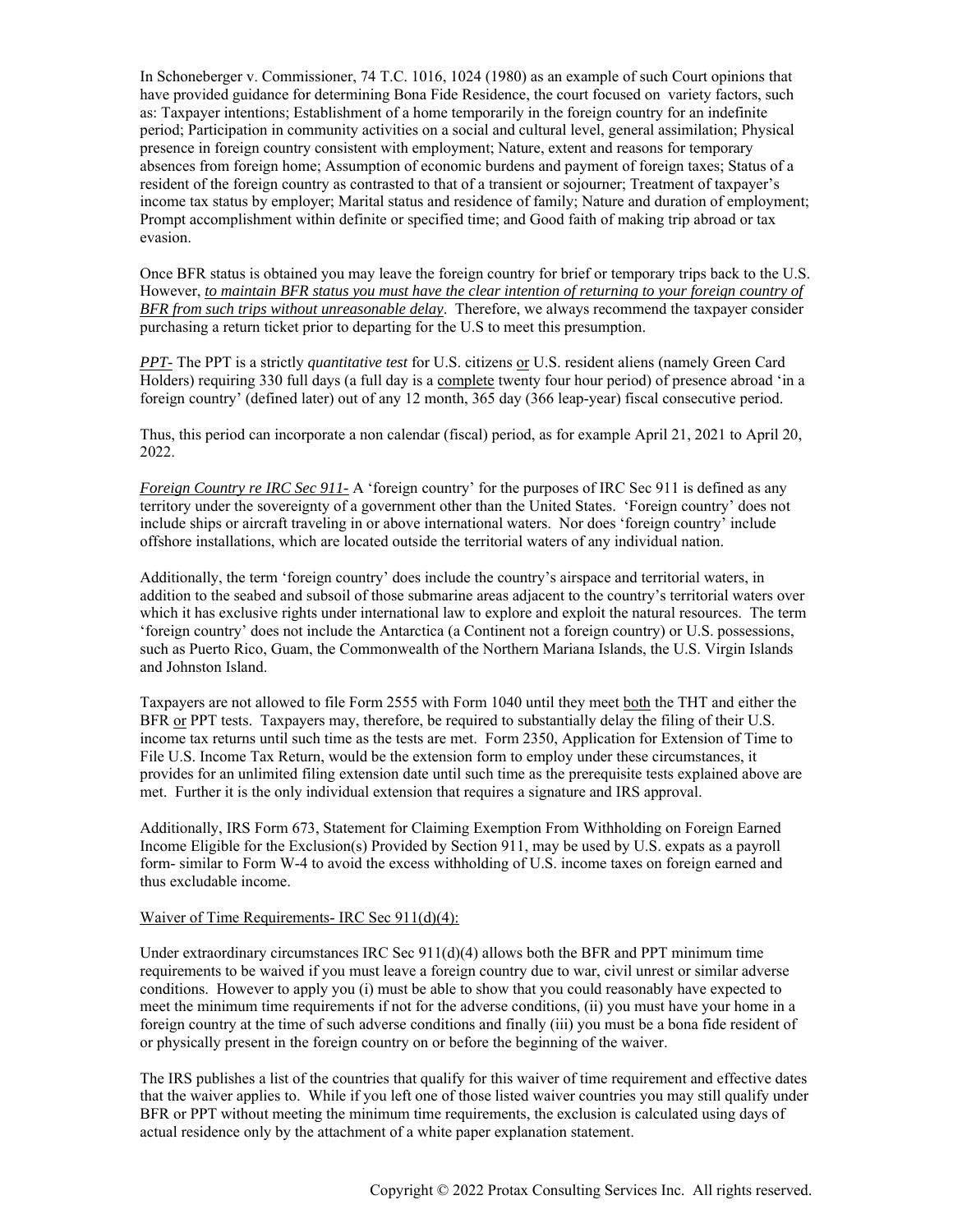In Schoneberger v. Commissioner, 74 T.C. 1016, 1024 (1980) as an example of such Court opinions that have provided guidance for determining Bona Fide Residence, the court focused on variety factors, such as: Taxpayer intentions; Establishment of a home temporarily in the foreign country for an indefinite period; Participation in community activities on a social and cultural level, general assimilation; Physical presence in foreign country consistent with employment; Nature, extent and reasons for temporary absences from foreign home; Assumption of economic burdens and payment of foreign taxes; Status of a resident of the foreign country as contrasted to that of a transient or sojourner; Treatment of taxpayer's income tax status by employer; Marital status and residence of family; Nature and duration of employment; Prompt accomplishment within definite or specified time; and Good faith of making trip abroad or tax evasion.

Once BFR status is obtained you may leave the foreign country for brief or temporary trips back to the U.S. However, *to maintain BFR status you must have the clear intention of returning to your foreign country of BFR from such trips without unreasonable delay*. Therefore, we always recommend the taxpayer consider purchasing a return ticket prior to departing for the U.S to meet this presumption.

*PPT-* The PPT is a strictly *quantitative test* for U.S. citizens or U.S. resident aliens (namely Green Card Holders) requiring 330 full days (a full day is a complete twenty four hour period) of presence abroad 'in a foreign country' (defined later) out of any 12 month, 365 day (366 leap-year) fiscal consecutive period.

Thus, this period can incorporate a non calendar (fiscal) period, as for example April 21, 2021 to April 20, 2022.

*Foreign Country re IRC Sec 911-* A 'foreign country' for the purposes of IRC Sec 911 is defined as any territory under the sovereignty of a government other than the United States. 'Foreign country' does not include ships or aircraft traveling in or above international waters. Nor does 'foreign country' include offshore installations, which are located outside the territorial waters of any individual nation.

Additionally, the term 'foreign country' does include the country's airspace and territorial waters, in addition to the seabed and subsoil of those submarine areas adjacent to the country's territorial waters over which it has exclusive rights under international law to explore and exploit the natural resources. The term 'foreign country' does not include the Antarctica (a Continent not a foreign country) or U.S. possessions, such as Puerto Rico, Guam, the Commonwealth of the Northern Mariana Islands, the U.S. Virgin Islands and Johnston Island.

Taxpayers are not allowed to file Form 2555 with Form 1040 until they meet both the THT and either the BFR or PPT tests. Taxpayers may, therefore, be required to substantially delay the filing of their U.S. income tax returns until such time as the tests are met. Form 2350, Application for Extension of Time to File U.S. Income Tax Return, would be the extension form to employ under these circumstances, it provides for an unlimited filing extension date until such time as the prerequisite tests explained above are met. Further it is the only individual extension that requires a signature and IRS approval.

Additionally, IRS Form 673, Statement for Claiming Exemption From Withholding on Foreign Earned Income Eligible for the Exclusion(s) Provided by Section 911, may be used by U.S. expats as a payroll form- similar to Form W-4 to avoid the excess withholding of U.S. income taxes on foreign earned and thus excludable income.

Waiver of Time Requirements- IRC Sec 911(d)(4):

Under extraordinary circumstances IRC Sec 911(d)(4) allows both the BFR and PPT minimum time requirements to be waived if you must leave a foreign country due to war, civil unrest or similar adverse conditions. However to apply you (i) must be able to show that you could reasonably have expected to meet the minimum time requirements if not for the adverse conditions, (ii) you must have your home in a foreign country at the time of such adverse conditions and finally (iii) you must be a bona fide resident of or physically present in the foreign country on or before the beginning of the waiver.

The IRS publishes a list of the countries that qualify for this waiver of time requirement and effective dates that the waiver applies to. While if you left one of those listed waiver countries you may still qualify under BFR or PPT without meeting the minimum time requirements, the exclusion is calculated using days of actual residence only by the attachment of a white paper explanation statement.

Copyright © 2022 Protax Consulting Services Inc. All rights reserved.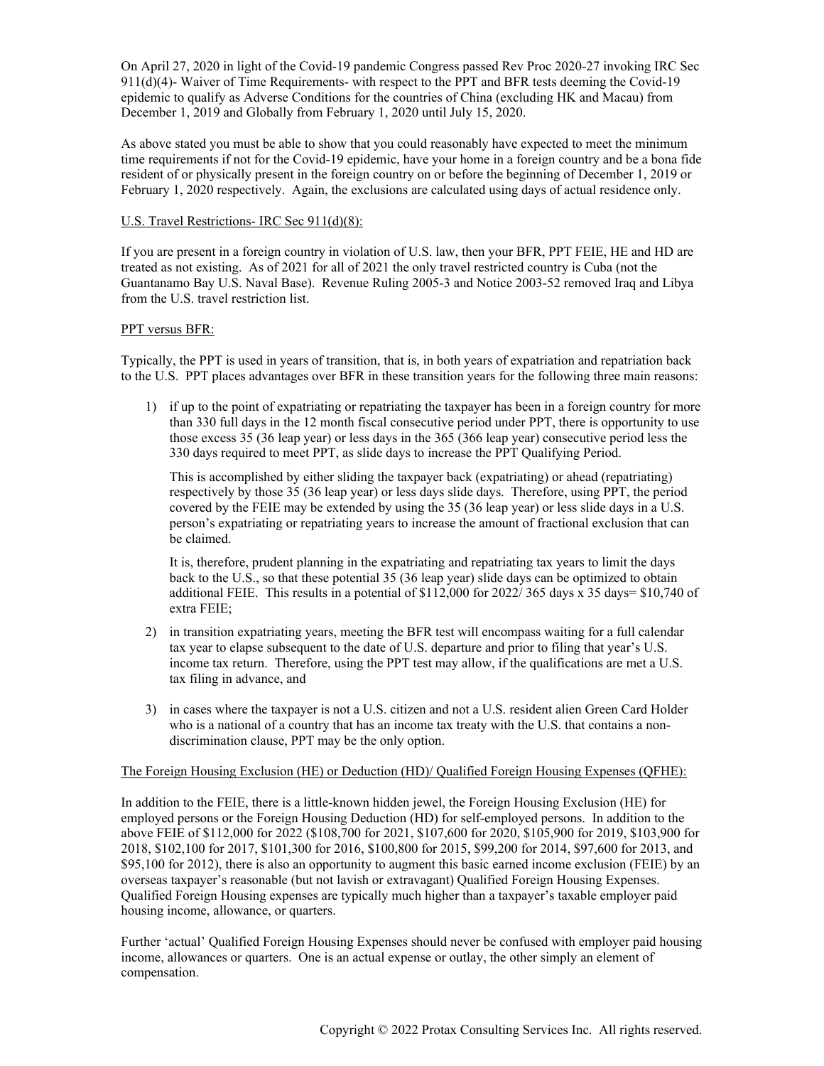On April 27, 2020 in light of the Covid-19 pandemic Congress passed Rev Proc 2020-27 invoking IRC Sec 911(d)(4)- Waiver of Time Requirements- with respect to the PPT and BFR tests deeming the Covid-19 epidemic to qualify as Adverse Conditions for the countries of China (excluding HK and Macau) from December 1, 2019 and Globally from February 1, 2020 until July 15, 2020.

As above stated you must be able to show that you could reasonably have expected to meet the minimum time requirements if not for the Covid-19 epidemic, have your home in a foreign country and be a bona fide resident of or physically present in the foreign country on or before the beginning of December 1, 2019 or February 1, 2020 respectively. Again, the exclusions are calculated using days of actual residence only.

U.S. Travel Restrictions- IRC Sec 911(d)(8):

If you are present in a foreign country in violation of U.S. law, then your BFR, PPT FEIE, HE and HD are treated as not existing. As of 2021 for all of 2021 the only travel restricted country is Cuba (not the Guantanamo Bay U.S. Naval Base). Revenue Ruling 2005-3 and Notice 2003-52 removed Iraq and Libya from the U.S. travel restriction list.

PPT versus BFR:

Typically, the PPT is used in years of transition, that is, in both years of expatriation and repatriation back to the U.S. PPT places advantages over BFR in these transition years for the following three main reasons:

1) if up to the point of expatriating or repatriating the taxpayer has been in a foreign country for more than 330 full days in the 12 month fiscal consecutive period under PPT, there is opportunity to use those excess 35 (36 leap year) or less days in the 365 (366 leap year) consecutive period less the 330 days required to meet PPT, as slide days to increase the PPT Qualifying Period.

   This is accomplished by either sliding the taxpayer back (expatriating) or ahead (repatriating) respectively by those 35 (36 leap year) or less days slide days. Therefore, using PPT, the period covered by the FEIE may be extended by using the 35 (36 leap year) or less slide days in a U.S. person's expatriating or repatriating years to increase the amount of fractional exclusion that can be claimed.

   It is, therefore, prudent planning in the expatriating and repatriating tax years to limit the days back to the U.S., so that these potential 35 (36 leap year) slide days can be optimized to obtain additional FEIE. This results in a potential of $112,000 for 2022/ 365 days x 35 days= $10,740 of extra FEIE;

2) in transition expatriating years, meeting the BFR test will encompass waiting for a full calendar tax year to elapse subsequent to the date of U.S. departure and prior to filing that year's U.S. income tax return. Therefore, using the PPT test may allow, if the qualifications are met a U.S. tax filing in advance, and

3) in cases where the taxpayer is not a U.S. citizen and not a U.S. resident alien Green Card Holder who is a national of a country that has an income tax treaty with the U.S. that contains a non-discrimination clause, PPT may be the only option.

The Foreign Housing Exclusion (HE) or Deduction (HD)/ Qualified Foreign Housing Expenses (QFHE):

In addition to the FEIE, there is a little-known hidden jewel, the Foreign Housing Exclusion (HE) for employed persons or the Foreign Housing Deduction (HD) for self-employed persons. In addition to the above FEIE of $112,000 for 2022 ($108,700 for 2021, $107,600 for 2020, $105,900 for 2019, $103,900 for 2018, $102,100 for 2017, $101,300 for 2016, $100,800 for 2015, $99,200 for 2014, $97,600 for 2013, and $95,100 for 2012), there is also an opportunity to augment this basic earned income exclusion (FEIE) by an overseas taxpayer's reasonable (but not lavish or extravagant) Qualified Foreign Housing Expenses. Qualified Foreign Housing expenses are typically much higher than a taxpayer's taxable employer paid housing income, allowance, or quarters.

Further 'actual' Qualified Foreign Housing Expenses should never be confused with employer paid housing income, allowances or quarters. One is an actual expense or outlay, the other simply an element of compensation.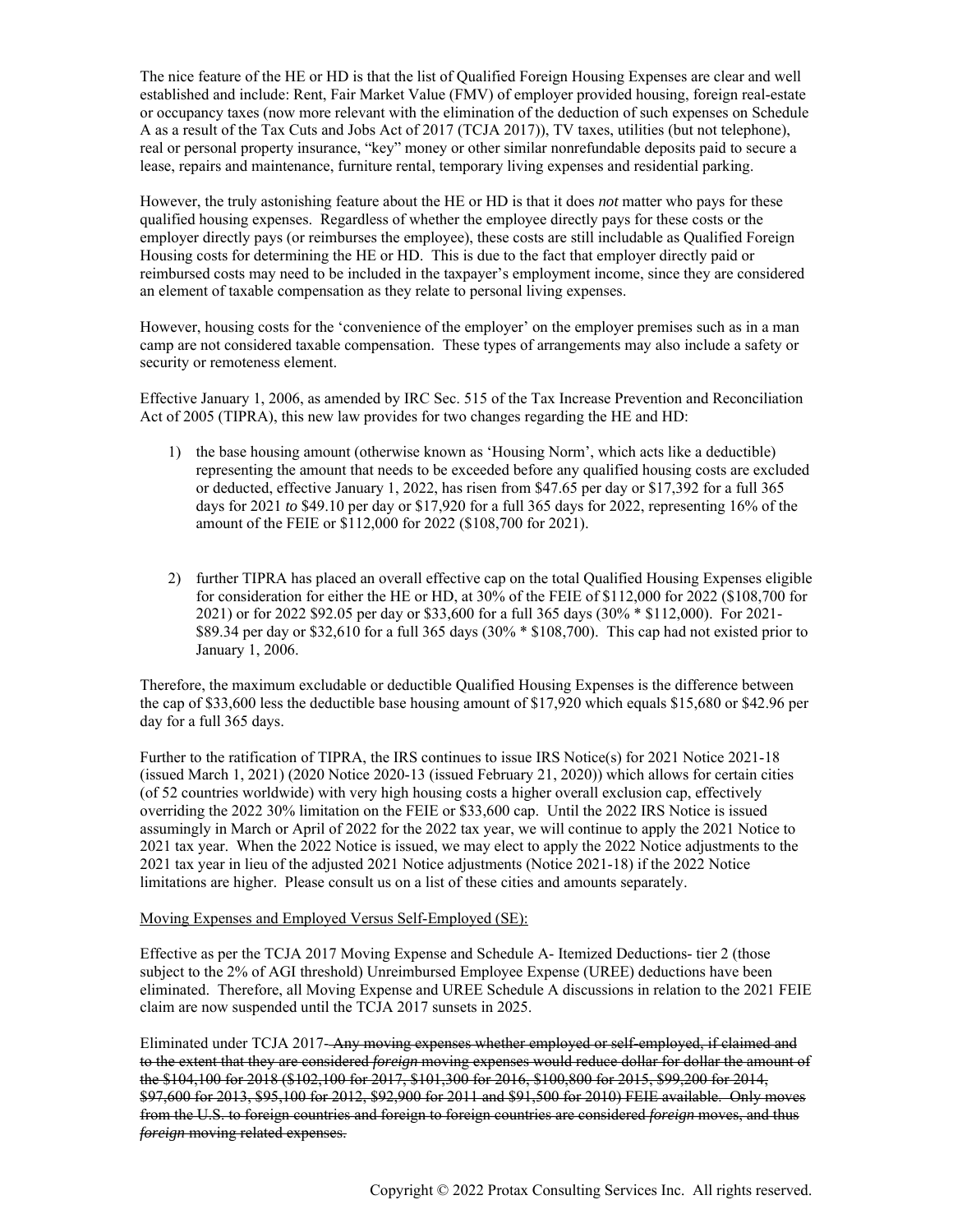The nice feature of the HE or HD is that the list of Qualified Foreign Housing Expenses are clear and well established and include: Rent, Fair Market Value (FMV) of employer provided housing, foreign real-estate or occupancy taxes (now more relevant with the elimination of the deduction of such expenses on Schedule A as a result of the Tax Cuts and Jobs Act of 2017 (TCJA 2017)), TV taxes, utilities (but not telephone), real or personal property insurance, "key" money or other similar nonrefundable deposits paid to secure a lease, repairs and maintenance, furniture rental, temporary living expenses and residential parking.

However, the truly astonishing feature about the HE or HD is that it does *not* matter who pays for these qualified housing expenses. Regardless of whether the employee directly pays for these costs or the employer directly pays (or reimburses the employee), these costs are still includable as Qualified Foreign Housing costs for determining the HE or HD. This is due to the fact that employer directly paid or reimbursed costs may need to be included in the taxpayer's employment income, since they are considered an element of taxable compensation as they relate to personal living expenses.

However, housing costs for the 'convenience of the employer' on the employer premises such as in a man camp are not considered taxable compensation. These types of arrangements may also include a safety or security or remoteness element.

Effective January 1, 2006, as amended by IRC Sec. 515 of the Tax Increase Prevention and Reconciliation Act of 2005 (TIPRA), this new law provides for two changes regarding the HE and HD:

1) the base housing amount (otherwise known as 'Housing Norm', which acts like a deductible) representing the amount that needs to be exceeded before any qualified housing costs are excluded or deducted, effective January 1, 2022, has risen from $47.65 per day or $17,392 for a full 365 days for 2021 *to* $49.10 per day or $17,920 for a full 365 days for 2022, representing 16% of the amount of the FEIE or $112,000 for 2022 ($108,700 for 2021).

2) further TIPRA has placed an overall effective cap on the total Qualified Housing Expenses eligible for consideration for either the HE or HD, at 30% of the FEIE of $112,000 for 2022 ($108,700 for 2021) or for 2022 $92.05 per day or $33,600 for a full 365 days (30% * $112,000). For 2021- $89.34 per day or $32,610 for a full 365 days (30% * $108,700). This cap had not existed prior to January 1, 2006.

Therefore, the maximum excludable or deductible Qualified Housing Expenses is the difference between the cap of $33,600 less the deductible base housing amount of $17,920 which equals $15,680 or $42.96 per day for a full 365 days.

Further to the ratification of TIPRA, the IRS continues to issue IRS Notice(s) for 2021 Notice 2021-18 (issued March 1, 2021) (2020 Notice 2020-13 (issued February 21, 2020)) which allows for certain cities (of 52 countries worldwide) with very high housing costs a higher overall exclusion cap, effectively overriding the 2022 30% limitation on the FEIE or $33,600 cap. Until the 2022 IRS Notice is issued assumingly in March or April of 2022 for the 2022 tax year, we will continue to apply the 2021 Notice to 2021 tax year. When the 2022 Notice is issued, we may elect to apply the 2022 Notice adjustments to the 2021 tax year in lieu of the adjusted 2021 Notice adjustments (Notice 2021-18) if the 2022 Notice limitations are higher. Please consult us on a list of these cities and amounts separately.

Moving Expenses and Employed Versus Self-Employed (SE):

Effective as per the TCJA 2017 Moving Expense and Schedule A- Itemized Deductions- tier 2 (those subject to the 2% of AGI threshold) Unreimbursed Employee Expense (UREE) deductions have been eliminated. Therefore, all Moving Expense and UREE Schedule A discussions in relation to the 2021 FEIE claim are now suspended until the TCJA 2017 sunsets in 2025.

Eliminated under TCJA 2017- ~~Any moving expenses whether employed or self-employed, if claimed and to the extent that they are considered *foreign* moving expenses would reduce dollar for dollar the amount of the $104,100 for 2018 ($102,100 for 2017, $101,300 for 2016, $100,800 for 2015, $99,200 for 2014, $97,600 for 2013, $95,100 for 2012, $92,900 for 2011 and $91,500 for 2010) FEIE available. Only moves from the U.S. to foreign countries and foreign to foreign countries are considered *foreign* moves, and thus *foreign* moving related expenses.~~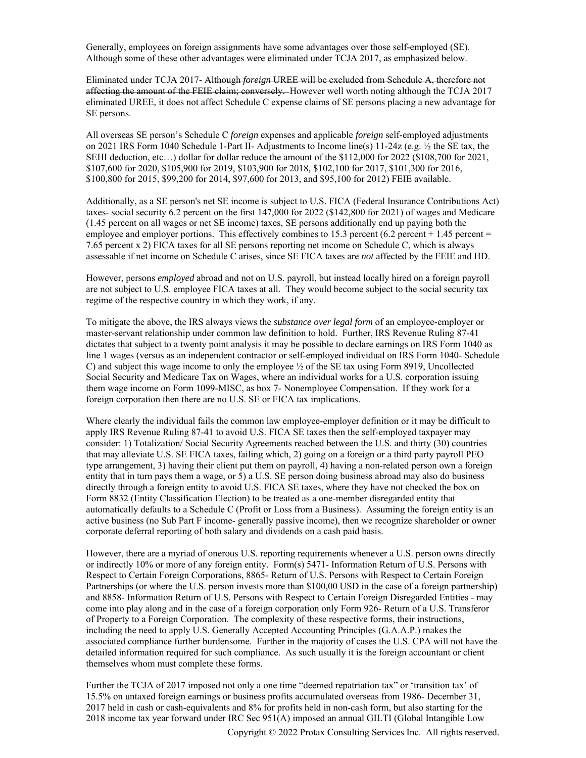Generally, employees on foreign assignments have some advantages over those self-employed (SE). Although some of these other advantages were eliminated under TCJA 2017, as emphasized below.

Eliminated under TCJA 2017- ~~Although *foreign* UREE will be excluded from Schedule A, therefore not affecting the amount of the FEIE claim; conversely.~~ However well worth noting although the TCJA 2017 eliminated UREE, it does not affect Schedule C expense claims of SE persons placing a new advantage for SE persons.

All overseas SE person's Schedule C *foreign* expenses and applicable *foreign* self-employed adjustments on 2021 IRS Form 1040 Schedule 1-Part II- Adjustments to Income line(s) 11-24z (e.g. ½ the SE tax, the SEHI deduction, etc…) dollar for dollar reduce the amount of the $112,000 for 2022 ($108,700 for 2021, $107,600 for 2020, $105,900 for 2019, $103,900 for 2018, $102,100 for 2017, $101,300 for 2016, $100,800 for 2015, $99,200 for 2014, $97,600 for 2013, and $95,100 for 2012) FEIE available.

Additionally, as a SE person's net SE income is subject to U.S. FICA (Federal Insurance Contributions Act) taxes- social security 6.2 percent on the first 147,000 for 2022 ($142,800 for 2021) of wages and Medicare (1.45 percent on all wages or net SE income) taxes, SE persons additionally end up paying both the employee and employer portions. This effectively combines to 15.3 percent (6.2 percent + 1.45 percent = 7.65 percent x 2) FICA taxes for all SE persons reporting net income on Schedule C, which is always assessable if net income on Schedule C arises, since SE FICA taxes are *not* affected by the FEIE and HD.

However, persons *employed* abroad and not on U.S. payroll, but instead locally hired on a foreign payroll are not subject to U.S. employee FICA taxes at all. They would become subject to the social security tax regime of the respective country in which they work, if any.

To mitigate the above, the IRS always views the *substance over legal form* of an employee-employer or master-servant relationship under common law definition to hold. Further, IRS Revenue Ruling 87-41 dictates that subject to a twenty point analysis it may be possible to declare earnings on IRS Form 1040 as line 1 wages (versus as an independent contractor or self-employed individual on IRS Form 1040- Schedule C) and subject this wage income to only the employee ½ of the SE tax using Form 8919, Uncollected Social Security and Medicare Tax on Wages, where an individual works for a U.S. corporation issuing them wage income on Form 1099-MISC, as box 7- Nonemployee Compensation. If they work for a foreign corporation then there are no U.S. SE or FICA tax implications.

Where clearly the individual fails the common law employee-employer definition or it may be difficult to apply IRS Revenue Ruling 87-41 to avoid U.S. FICA SE taxes then the self-employed taxpayer may consider: 1) Totalization/ Social Security Agreements reached between the U.S. and thirty (30) countries that may alleviate U.S. SE FICA taxes, failing which, 2) going on a foreign or a third party payroll PEO type arrangement, 3) having their client put them on payroll, 4) having a non-related person own a foreign entity that in turn pays them a wage, or 5) a U.S. SE person doing business abroad may also do business directly through a foreign entity to avoid U.S. FICA SE taxes, where they have not checked the box on Form 8832 (Entity Classification Election) to be treated as a one-member disregarded entity that automatically defaults to a Schedule C (Profit or Loss from a Business). Assuming the foreign entity is an active business (no Sub Part F income- generally passive income), then we recognize shareholder or owner corporate deferral reporting of both salary and dividends on a cash paid basis.

However, there are a myriad of onerous U.S. reporting requirements whenever a U.S. person owns directly or indirectly 10% or more of any foreign entity. Form(s) 5471- Information Return of U.S. Persons with Respect to Certain Foreign Corporations, 8865- Return of U.S. Persons with Respect to Certain Foreign Partnerships (or where the U.S. person invests more than $100,00 USD in the case of a foreign partnership) and 8858- Information Return of U.S. Persons with Respect to Certain Foreign Disregarded Entities - may come into play along and in the case of a foreign corporation only Form 926- Return of a U.S. Transferor of Property to a Foreign Corporation. The complexity of these respective forms, their instructions, including the need to apply U.S. Generally Accepted Accounting Principles (G.A.A.P.) makes the associated compliance further burdensome. Further in the majority of cases the U.S. CPA will not have the detailed information required for such compliance. As such usually it is the foreign accountant or client themselves whom must complete these forms.

Further the TCJA of 2017 imposed not only a one time "deemed repatriation tax" or 'transition tax' of 15.5% on untaxed foreign earnings or business profits accumulated overseas from 1986- December 31, 2017 held in cash or cash-equivalents and 8% for profits held in non-cash form, but also starting for the 2018 income tax year forward under IRC Sec 951(A) imposed an annual GILTI (Global Intangible Low

Copyright © 2022 Protax Consulting Services Inc. All rights reserved.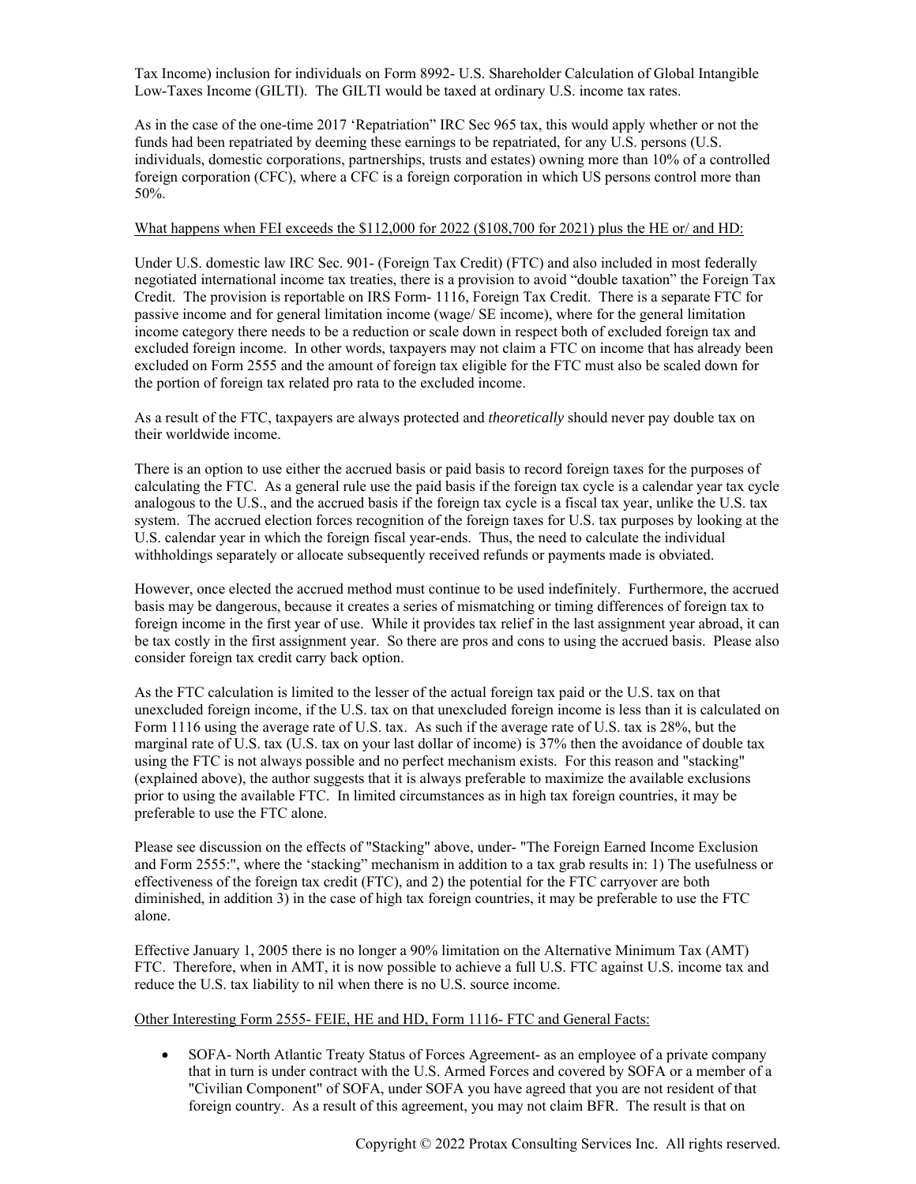Tax Income) inclusion for individuals on Form 8992- U.S. Shareholder Calculation of Global Intangible Low-Taxes Income (GILTI). The GILTI would be taxed at ordinary U.S. income tax rates.

As in the case of the one-time 2017 'Repatriation" IRC Sec 965 tax, this would apply whether or not the funds had been repatriated by deeming these earnings to be repatriated, for any U.S. persons (U.S. individuals, domestic corporations, partnerships, trusts and estates) owning more than 10% of a controlled foreign corporation (CFC), where a CFC is a foreign corporation in which US persons control more than 50%.

<u>What happens when FEI exceeds the $112,000 for 2022 ($108,700 for 2021) plus the HE or/ and HD:</u>

Under U.S. domestic law IRC Sec. 901- (Foreign Tax Credit) (FTC) and also included in most federally negotiated international income tax treaties, there is a provision to avoid "double taxation" the Foreign Tax Credit. The provision is reportable on IRS Form- 1116, Foreign Tax Credit. There is a separate FTC for passive income and for general limitation income (wage/ SE income), where for the general limitation income category there needs to be a reduction or scale down in respect both of excluded foreign tax and excluded foreign income. In other words, taxpayers may not claim a FTC on income that has already been excluded on Form 2555 and the amount of foreign tax eligible for the FTC must also be scaled down for the portion of foreign tax related pro rata to the excluded income.

As a result of the FTC, taxpayers are always protected and *theoretically* should never pay double tax on their worldwide income.

There is an option to use either the accrued basis or paid basis to record foreign taxes for the purposes of calculating the FTC. As a general rule use the paid basis if the foreign tax cycle is a calendar year tax cycle analogous to the U.S., and the accrued basis if the foreign tax cycle is a fiscal tax year, unlike the U.S. tax system. The accrued election forces recognition of the foreign taxes for U.S. tax purposes by looking at the U.S. calendar year in which the foreign fiscal year-ends. Thus, the need to calculate the individual withholdings separately or allocate subsequently received refunds or payments made is obviated.

However, once elected the accrued method must continue to be used indefinitely. Furthermore, the accrued basis may be dangerous, because it creates a series of mismatching or timing differences of foreign tax to foreign income in the first year of use. While it provides tax relief in the last assignment year abroad, it can be tax costly in the first assignment year. So there are pros and cons to using the accrued basis. Please also consider foreign tax credit carry back option.

As the FTC calculation is limited to the lesser of the actual foreign tax paid or the U.S. tax on that unexcluded foreign income, if the U.S. tax on that unexcluded foreign income is less than it is calculated on Form 1116 using the average rate of U.S. tax. As such if the average rate of U.S. tax is 28%, but the marginal rate of U.S. tax (U.S. tax on your last dollar of income) is 37% then the avoidance of double tax using the FTC is not always possible and no perfect mechanism exists. For this reason and "stacking" (explained above), the author suggests that it is always preferable to maximize the available exclusions prior to using the available FTC. In limited circumstances as in high tax foreign countries, it may be preferable to use the FTC alone.

Please see discussion on the effects of "Stacking" above, under- "The Foreign Earned Income Exclusion and Form 2555:", where the 'stacking" mechanism in addition to a tax grab results in: 1) The usefulness or effectiveness of the foreign tax credit (FTC), and 2) the potential for the FTC carryover are both diminished, in addition 3) in the case of high tax foreign countries, it may be preferable to use the FTC alone.

Effective January 1, 2005 there is no longer a 90% limitation on the Alternative Minimum Tax (AMT) FTC. Therefore, when in AMT, it is now possible to achieve a full U.S. FTC against U.S. income tax and reduce the U.S. tax liability to nil when there is no U.S. source income.

<u>Other Interesting Form 2555- FEIE, HE and HD, Form 1116- FTC and General Facts:</u>

- SOFA- North Atlantic Treaty Status of Forces Agreement- as an employee of a private company that in turn is under contract with the U.S. Armed Forces and covered by SOFA or a member of a "Civilian Component" of SOFA, under SOFA you have agreed that you are not resident of that foreign country. As a result of this agreement, you may not claim BFR. The result is that on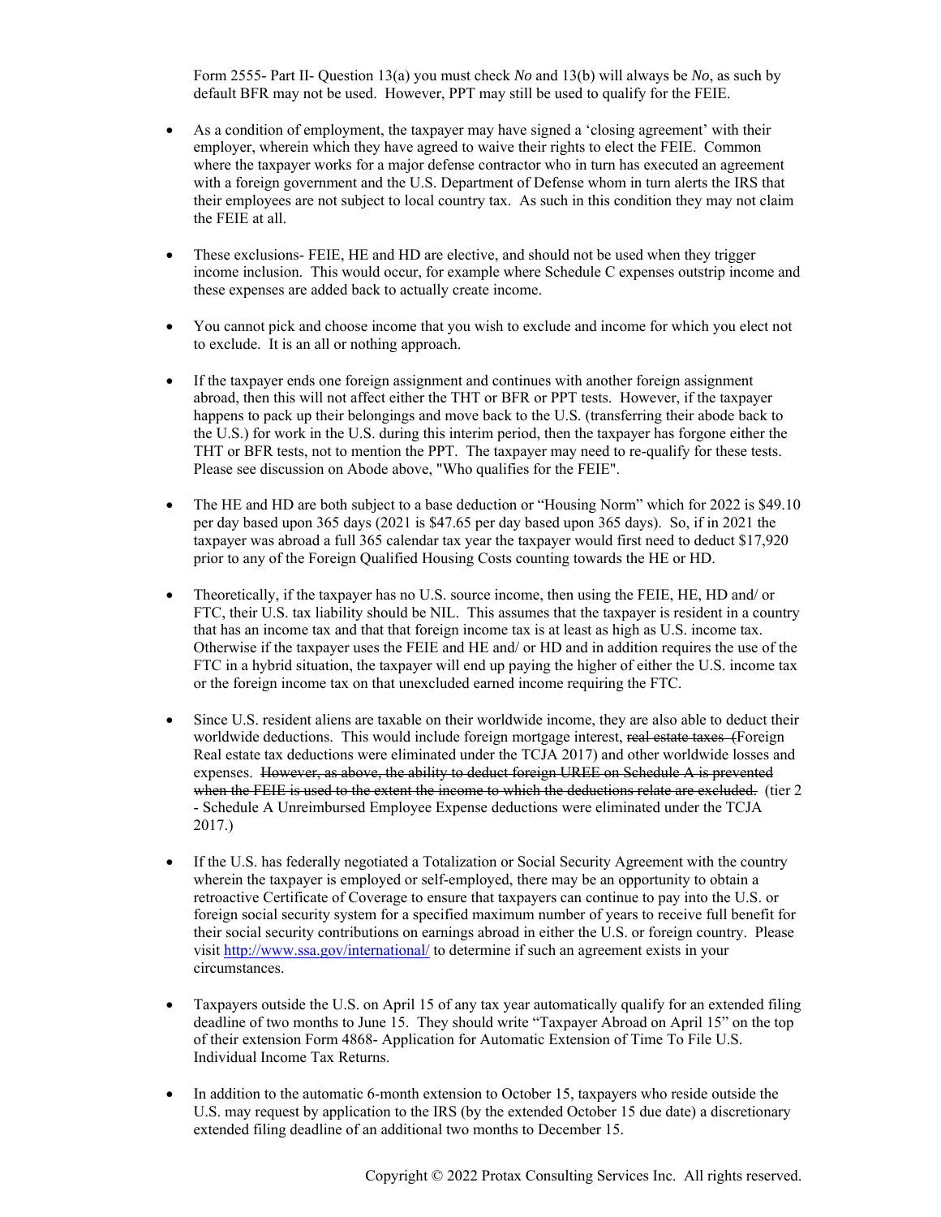Form 2555- Part II- Question 13(a) you must check *No* and 13(b) will always be *No*, as such by default BFR may not be used. However, PPT may still be used to qualify for the FEIE.

- As a condition of employment, the taxpayer may have signed a 'closing agreement' with their employer, wherein which they have agreed to waive their rights to elect the FEIE. Common where the taxpayer works for a major defense contractor who in turn has executed an agreement with a foreign government and the U.S. Department of Defense whom in turn alerts the IRS that their employees are not subject to local country tax. As such in this condition they may not claim the FEIE at all.

- These exclusions- FEIE, HE and HD are elective, and should not be used when they trigger income inclusion. This would occur, for example where Schedule C expenses outstrip income and these expenses are added back to actually create income.

- You cannot pick and choose income that you wish to exclude and income for which you elect not to exclude. It is an all or nothing approach.

- If the taxpayer ends one foreign assignment and continues with another foreign assignment abroad, then this will not affect either the THT or BFR or PPT tests. However, if the taxpayer happens to pack up their belongings and move back to the U.S. (transferring their abode back to the U.S.) for work in the U.S. during this interim period, then the taxpayer has forgone either the THT or BFR tests, not to mention the PPT. The taxpayer may need to re-qualify for these tests. Please see discussion on Abode above, "Who qualifies for the FEIE".

- The HE and HD are both subject to a base deduction or "Housing Norm" which for 2022 is $49.10 per day based upon 365 days (2021 is $47.65 per day based upon 365 days). So, if in 2021 the taxpayer was abroad a full 365 calendar tax year the taxpayer would first need to deduct $17,920 prior to any of the Foreign Qualified Housing Costs counting towards the HE or HD.

- Theoretically, if the taxpayer has no U.S. source income, then using the FEIE, HE, HD and/ or FTC, their U.S. tax liability should be NIL. This assumes that the taxpayer is resident in a country that has an income tax and that that foreign income tax is at least as high as U.S. income tax. Otherwise if the taxpayer uses the FEIE and HE and/ or HD and in addition requires the use of the FTC in a hybrid situation, the taxpayer will end up paying the higher of either the U.S. income tax or the foreign income tax on that unexcluded earned income requiring the FTC.

- Since U.S. resident aliens are taxable on their worldwide income, they are also able to deduct their worldwide deductions. This would include foreign mortgage interest, ~~real estate taxes~~ (Foreign Real estate tax deductions were eliminated under the TCJA 2017) and other worldwide losses and expenses. ~~However, as above, the ability to deduct foreign UREE on Schedule A is prevented when the FEIE is used to the extent the income to which the deductions relate are excluded.~~ (tier 2 - Schedule A Unreimbursed Employee Expense deductions were eliminated under the TCJA 2017.)

- If the U.S. has federally negotiated a Totalization or Social Security Agreement with the country wherein the taxpayer is employed or self-employed, there may be an opportunity to obtain a retroactive Certificate of Coverage to ensure that taxpayers can continue to pay into the U.S. or foreign social security system for a specified maximum number of years to receive full benefit for their social security contributions on earnings abroad in either the U.S. or foreign country. Please visit [http://www.ssa.gov/international/](http://www.ssa.gov/international/) to determine if such an agreement exists in your circumstances.

- Taxpayers outside the U.S. on April 15 of any tax year automatically qualify for an extended filing deadline of two months to June 15. They should write "Taxpayer Abroad on April 15" on the top of their extension Form 4868- Application for Automatic Extension of Time To File U.S. Individual Income Tax Returns.

- In addition to the automatic 6-month extension to October 15, taxpayers who reside outside the U.S. may request by application to the IRS (by the extended October 15 due date) a discretionary extended filing deadline of an additional two months to December 15.

Copyright © 2022 Protax Consulting Services Inc. All rights reserved.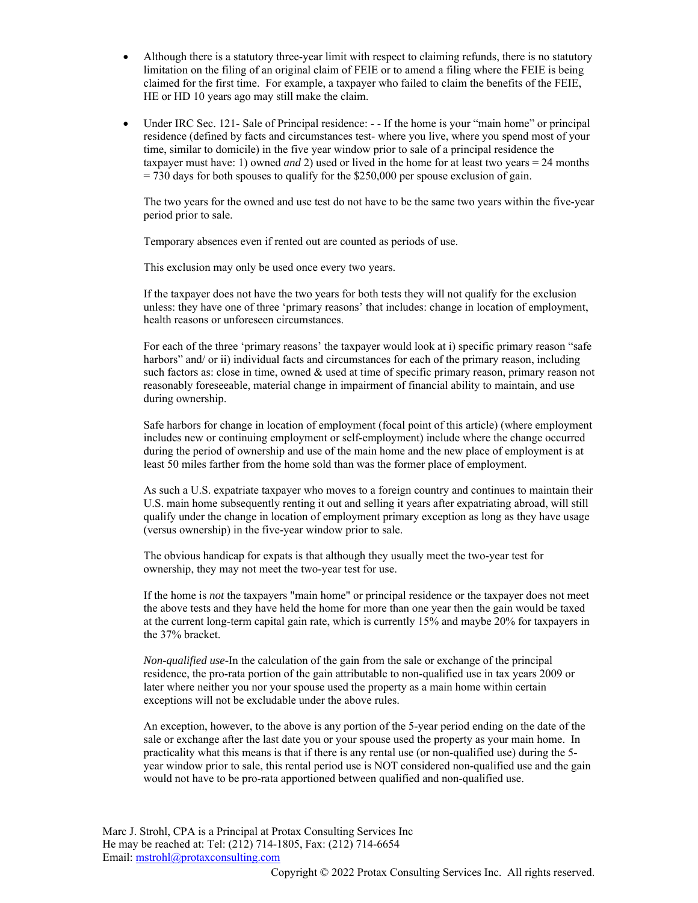- Although there is a statutory three-year limit with respect to claiming refunds, there is no statutory limitation on the filing of an original claim of FEIE or to amend a filing where the FEIE is being claimed for the first time. For example, a taxpayer who failed to claim the benefits of the FEIE, HE or HD 10 years ago may still make the claim.

- Under IRC Sec. 121- Sale of Principal residence: - - If the home is your "main home" or principal residence (defined by facts and circumstances test- where you live, where you spend most of your time, similar to domicile) in the five year window prior to sale of a principal residence the taxpayer must have: 1) owned *and* 2) used or lived in the home for at least two years = 24 months = 730 days for both spouses to qualify for the $250,000 per spouse exclusion of gain.

  The two years for the owned and use test do not have to be the same two years within the five-year period prior to sale.

  Temporary absences even if rented out are counted as periods of use.

  This exclusion may only be used once every two years.

  If the taxpayer does not have the two years for both tests they will not qualify for the exclusion unless: they have one of three 'primary reasons' that includes: change in location of employment, health reasons or unforeseen circumstances.

  For each of the three 'primary reasons' the taxpayer would look at i) specific primary reason "safe harbors" and/ or ii) individual facts and circumstances for each of the primary reason, including such factors as: close in time, owned & used at time of specific primary reason, primary reason not reasonably foreseeable, material change in impairment of financial ability to maintain, and use during ownership.

  Safe harbors for change in location of employment (focal point of this article) (where employment includes new or continuing employment or self-employment) include where the change occurred during the period of ownership and use of the main home and the new place of employment is at least 50 miles farther from the home sold than was the former place of employment.

  As such a U.S. expatriate taxpayer who moves to a foreign country and continues to maintain their U.S. main home subsequently renting it out and selling it years after expatriating abroad, will still qualify under the change in location of employment primary exception as long as they have usage (versus ownership) in the five-year window prior to sale.

  The obvious handicap for expats is that although they usually meet the two-year test for ownership, they may not meet the two-year test for use.

  If the home is *not* the taxpayers "main home" or principal residence or the taxpayer does not meet the above tests and they have held the home for more than one year then the gain would be taxed at the current long-term capital gain rate, which is currently 15% and maybe 20% for taxpayers in the 37% bracket.

  *Non-qualified use*-In the calculation of the gain from the sale or exchange of the principal residence, the pro-rata portion of the gain attributable to non-qualified use in tax years 2009 or later where neither you nor your spouse used the property as a main home within certain exceptions will not be excludable under the above rules.

  An exception, however, to the above is any portion of the 5-year period ending on the date of the sale or exchange after the last date you or your spouse used the property as your main home. In practicality what this means is that if there is any rental use (or non-qualified use) during the 5-year window prior to sale, this rental period use is NOT considered non-qualified use and the gain would not have to be pro-rata apportioned between qualified and non-qualified use.

Marc J. Strohl, CPA is a Principal at Protax Consulting Services Inc
He may be reached at: Tel: (212) 714-1805, Fax: (212) 714-6654
Email: mstrohl@protaxconsulting.com

Copyright © 2022 Protax Consulting Services Inc. All rights reserved.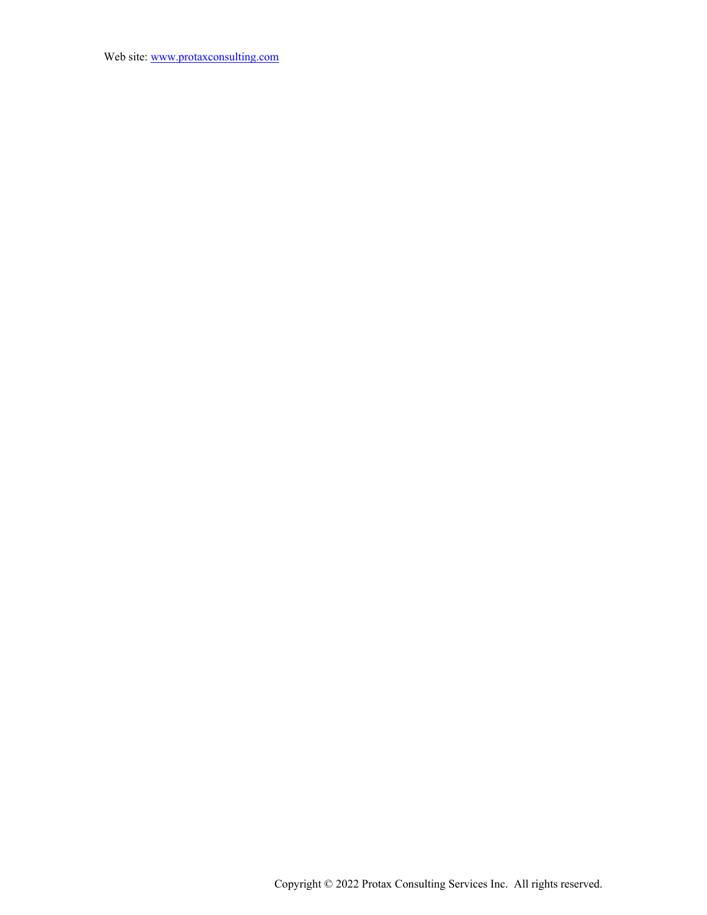Web site: [www.protaxconsulting.com](http://www.protaxconsulting.com)

Copyright © 2022 Protax Consulting Services Inc.  All rights reserved.